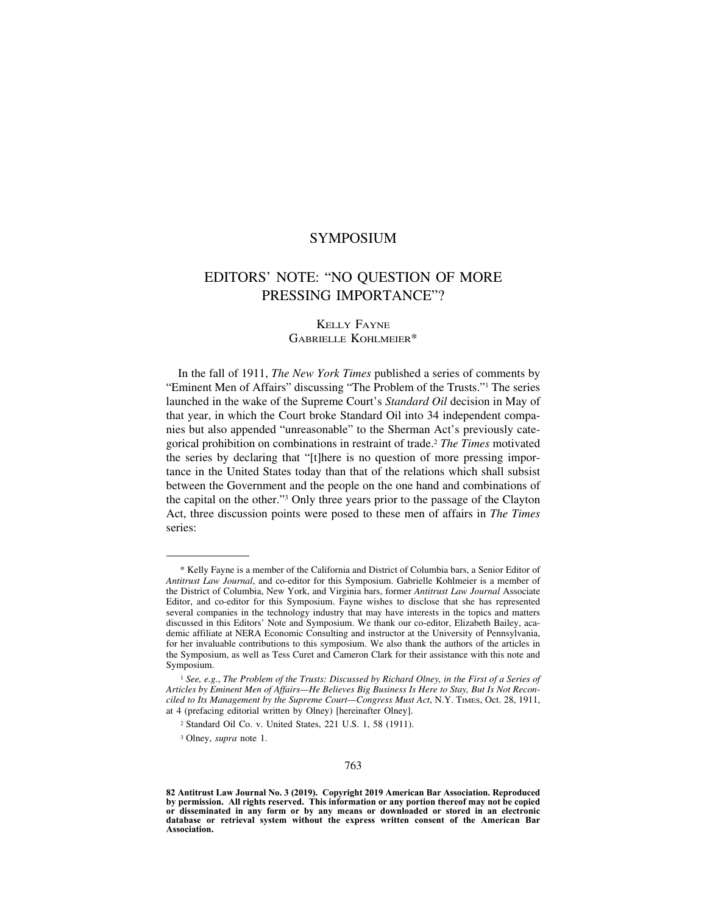# SYMPOSIUM

## EDITORS' NOTE: "NO QUESTION OF MORE PRESSING IMPORTANCE"?

KELLY FAYNE
GABRIELLE KOHLMEIER*

In the fall of 1911, *The New York Times* published a series of comments by "Eminent Men of Affairs" discussing "The Problem of the Trusts."[1] The series launched in the wake of the Supreme Court's *Standard Oil* decision in May of that year, in which the Court broke Standard Oil into 34 independent companies but also appended "unreasonable" to the Sherman Act's previously categorical prohibition on combinations in restraint of trade.[2] *The Times* motivated the series by declaring that "[t]here is no question of more pressing importance in the United States today than that of the relations which shall subsist between the Government and the people on the one hand and combinations of the capital on the other."[3] Only three years prior to the passage of the Clayton Act, three discussion points were posed to these men of affairs in *The Times* series:

---

\* Kelly Fayne is a member of the California and District of Columbia bars, a Senior Editor of *Antitrust Law Journal*, and co-editor for this Symposium. Gabrielle Kohlmeier is a member of the District of Columbia, New York, and Virginia bars, former *Antitrust Law Journal* Associate Editor, and co-editor for this Symposium. Fayne wishes to disclose that she has represented several companies in the technology industry that may have interests in the topics and matters discussed in this Editors' Note and Symposium. We thank our co-editor, Elizabeth Bailey, academic affiliate at NERA Economic Consulting and instructor at the University of Pennsylvania, for her invaluable contributions to this symposium. We also thank the authors of the articles in the Symposium, as well as Tess Curet and Cameron Clark for their assistance with this note and Symposium.

[1] *See, e.g.*, *The Problem of the Trusts: Discussed by Richard Olney, in the First of a Series of Articles by Eminent Men of Affairs—He Believes Big Business Is Here to Stay, But Is Not Reconciled to Its Management by the Supreme Court—Congress Must Act*, N.Y. TIMES, Oct. 28, 1911, at 4 (prefacing editorial written by Olney) [hereinafter Olney].

[2] Standard Oil Co. v. United States, 221 U.S. 1, 58 (1911).

[3] Olney, *supra* note 1.

**82 Antitrust Law Journal No. 3 (2019). Copyright 2019 American Bar Association. Reproduced by permission. All rights reserved. This information or any portion thereof may not be copied or disseminated in any form or by any means or downloaded or stored in an electronic database or retrieval system without the express written consent of the American Bar Association.**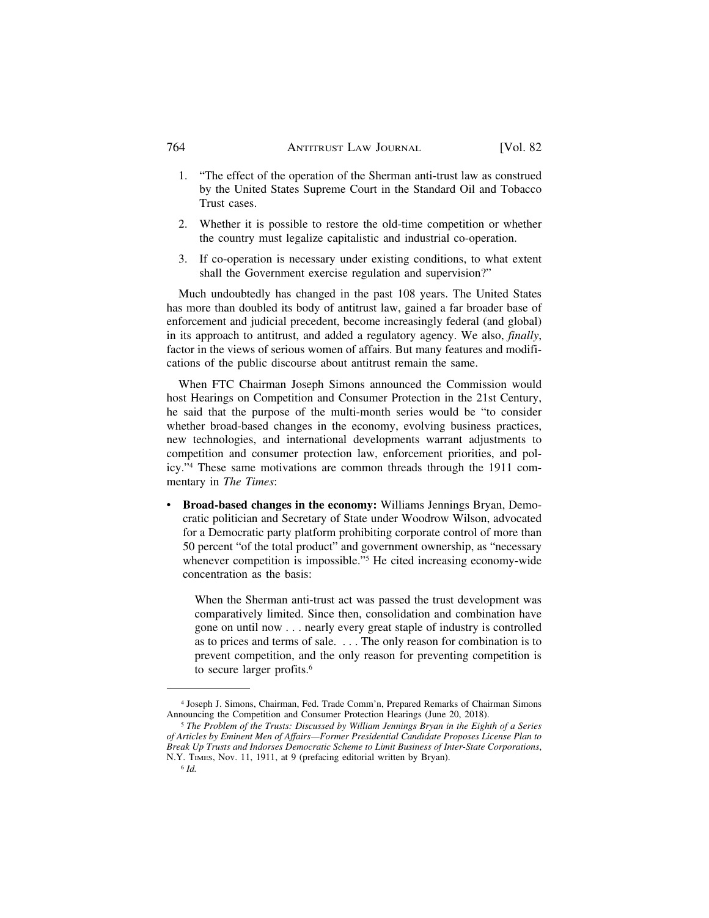1. "The effect of the operation of the Sherman anti-trust law as construed by the United States Supreme Court in the Standard Oil and Tobacco Trust cases.
2. Whether it is possible to restore the old-time competition or whether the country must legalize capitalistic and industrial co-operation.
3. If co-operation is necessary under existing conditions, to what extent shall the Government exercise regulation and supervision?"

Much undoubtedly has changed in the past 108 years. The United States has more than doubled its body of antitrust law, gained a far broader base of enforcement and judicial precedent, become increasingly federal (and global) in its approach to antitrust, and added a regulatory agency. We also, *finally*, factor in the views of serious women of affairs. But many features and modifications of the public discourse about antitrust remain the same.

When FTC Chairman Joseph Simons announced the Commission would host Hearings on Competition and Consumer Protection in the 21st Century, he said that the purpose of the multi-month series would be "to consider whether broad-based changes in the economy, evolving business practices, new technologies, and international developments warrant adjustments to competition and consumer protection law, enforcement priorities, and policy."[4] These same motivations are common threads through the 1911 commentary in *The Times*:

- **Broad-based changes in the economy:** Williams Jennings Bryan, Democratic politician and Secretary of State under Woodrow Wilson, advocated for a Democratic party platform prohibiting corporate control of more than 50 percent "of the total product" and government ownership, as "necessary whenever competition is impossible."[5] He cited increasing economy-wide concentration as the basis:

  > When the Sherman anti-trust act was passed the trust development was comparatively limited. Since then, consolidation and combination have gone on until now . . . nearly every great staple of industry is controlled as to prices and terms of sale. . . . The only reason for combination is to prevent competition, and the only reason for preventing competition is to secure larger profits.[6]

---

[4] Joseph J. Simons, Chairman, Fed. Trade Comm'n, Prepared Remarks of Chairman Simons Announcing the Competition and Consumer Protection Hearings (June 20, 2018).

[5] *The Problem of the Trusts: Discussed by William Jennings Bryan in the Eighth of a Series of Articles by Eminent Men of Affairs—Former Presidential Candidate Proposes License Plan to Break Up Trusts and Indorses Democratic Scheme to Limit Business of Inter-State Corporations*, N.Y. Times, Nov. 11, 1911, at 9 (prefacing editorial written by Bryan).

[6] *Id.*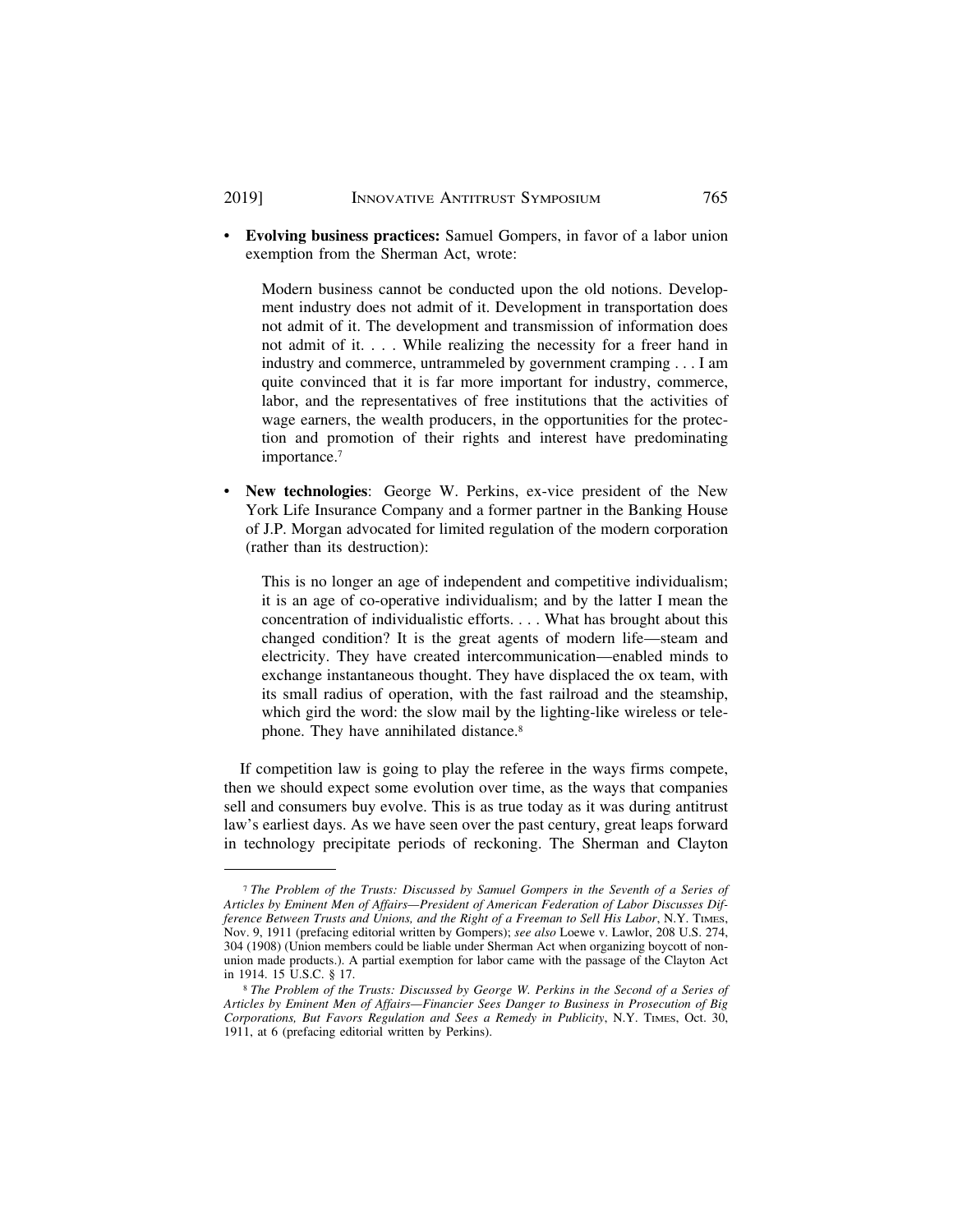- **Evolving business practices:** Samuel Gompers, in favor of a labor union exemption from the Sherman Act, wrote:

  > Modern business cannot be conducted upon the old notions. Development industry does not admit of it. Development in transportation does not admit of it. The development and transmission of information does not admit of it. . . . While realizing the necessity for a freer hand in industry and commerce, untrammeled by government cramping . . . I am quite convinced that it is far more important for industry, commerce, labor, and the representatives of free institutions that the activities of wage earners, the wealth producers, in the opportunities for the protection and promotion of their rights and interest have predominating importance.[7]

- **New technologies**: George W. Perkins, ex-vice president of the New York Life Insurance Company and a former partner in the Banking House of J.P. Morgan advocated for limited regulation of the modern corporation (rather than its destruction):

  > This is no longer an age of independent and competitive individualism; it is an age of co-operative individualism; and by the latter I mean the concentration of individualistic efforts. . . . What has brought about this changed condition? It is the great agents of modern life—steam and electricity. They have created intercommunication—enabled minds to exchange instantaneous thought. They have displaced the ox team, with its small radius of operation, with the fast railroad and the steamship, which gird the word: the slow mail by the lighting-like wireless or telephone. They have annihilated distance.[8]

If competition law is going to play the referee in the ways firms compete, then we should expect some evolution over time, as the ways that companies sell and consumers buy evolve. This is as true today as it was during antitrust law's earliest days. As we have seen over the past century, great leaps forward in technology precipitate periods of reckoning. The Sherman and Clayton

---

[7] *The Problem of the Trusts: Discussed by Samuel Gompers in the Seventh of a Series of Articles by Eminent Men of Affairs—President of American Federation of Labor Discusses Difference Between Trusts and Unions, and the Right of a Freeman to Sell His Labor*, N.Y. TIMES, Nov. 9, 1911 (prefacing editorial written by Gompers); *see also* Loewe v. Lawlor, 208 U.S. 274, 304 (1908) (Union members could be liable under Sherman Act when organizing boycott of non-union made products.). A partial exemption for labor came with the passage of the Clayton Act in 1914. 15 U.S.C. § 17.

[8] *The Problem of the Trusts: Discussed by George W. Perkins in the Second of a Series of Articles by Eminent Men of Affairs—Financier Sees Danger to Business in Prosecution of Big Corporations, But Favors Regulation and Sees a Remedy in Publicity*, N.Y. TIMES, Oct. 30, 1911, at 6 (prefacing editorial written by Perkins).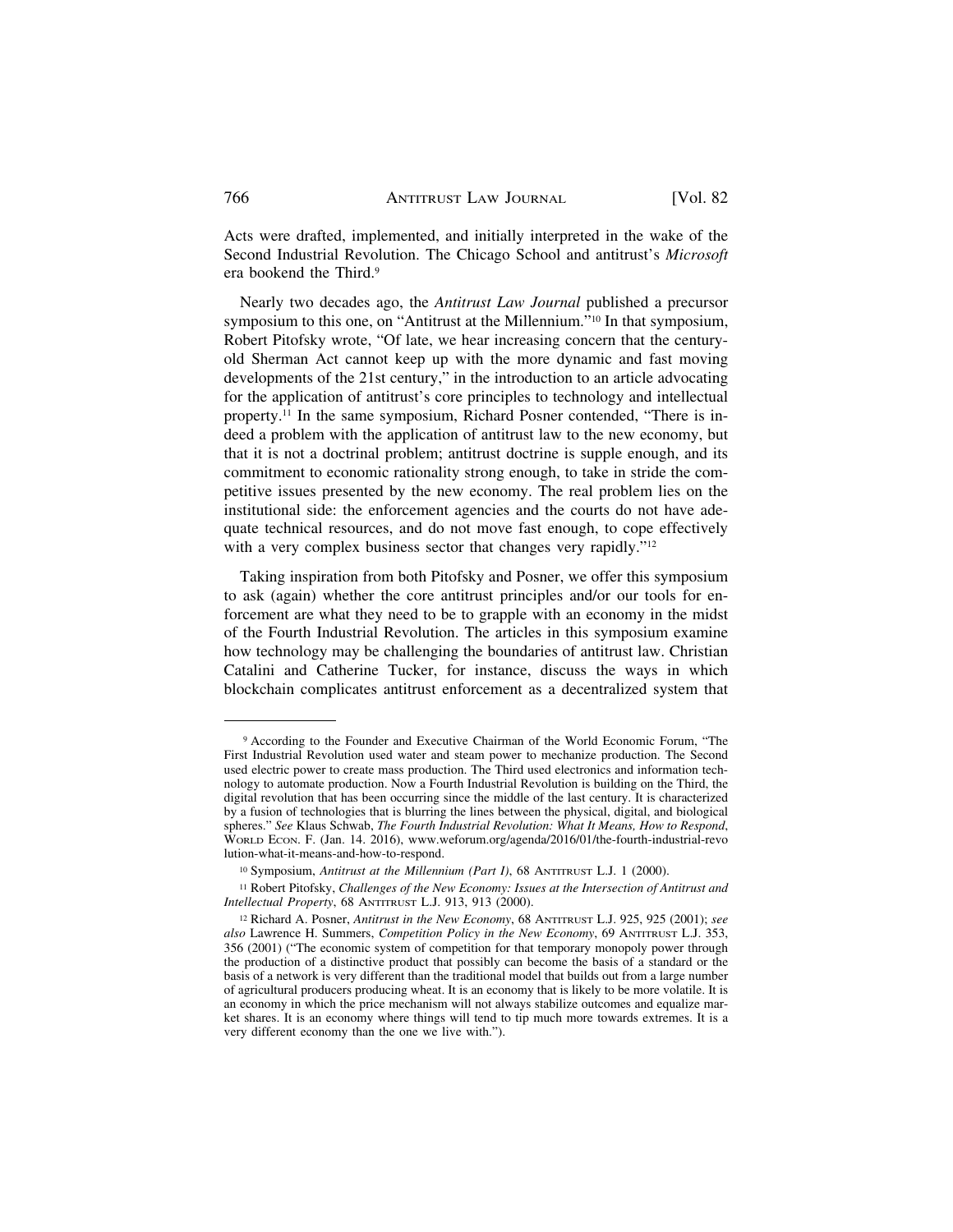Acts were drafted, implemented, and initially interpreted in the wake of the Second Industrial Revolution. The Chicago School and antitrust's *Microsoft* era bookend the Third.[9]

Nearly two decades ago, the *Antitrust Law Journal* published a precursor symposium to this one, on "Antitrust at the Millennium."[10] In that symposium, Robert Pitofsky wrote, "Of late, we hear increasing concern that the century-old Sherman Act cannot keep up with the more dynamic and fast moving developments of the 21st century," in the introduction to an article advocating for the application of antitrust's core principles to technology and intellectual property.[11] In the same symposium, Richard Posner contended, "There is indeed a problem with the application of antitrust law to the new economy, but that it is not a doctrinal problem; antitrust doctrine is supple enough, and its commitment to economic rationality strong enough, to take in stride the competitive issues presented by the new economy. The real problem lies on the institutional side: the enforcement agencies and the courts do not have adequate technical resources, and do not move fast enough, to cope effectively with a very complex business sector that changes very rapidly."[12]

Taking inspiration from both Pitofsky and Posner, we offer this symposium to ask (again) whether the core antitrust principles and/or our tools for enforcement are what they need to be to grapple with an economy in the midst of the Fourth Industrial Revolution. The articles in this symposium examine how technology may be challenging the boundaries of antitrust law. Christian Catalini and Catherine Tucker, for instance, discuss the ways in which blockchain complicates antitrust enforcement as a decentralized system that

---

[9] According to the Founder and Executive Chairman of the World Economic Forum, "The First Industrial Revolution used water and steam power to mechanize production. The Second used electric power to create mass production. The Third used electronics and information technology to automate production. Now a Fourth Industrial Revolution is building on the Third, the digital revolution that has been occurring since the middle of the last century. It is characterized by a fusion of technologies that is blurring the lines between the physical, digital, and biological spheres." *See* Klaus Schwab, *The Fourth Industrial Revolution: What It Means, How to Respond*, WORLD ECON. F. (Jan. 14. 2016), www.weforum.org/agenda/2016/01/the-fourth-industrial-revolution-what-it-means-and-how-to-respond.

[10] Symposium, *Antitrust at the Millennium (Part I)*, 68 ANTITRUST L.J. 1 (2000).

[11] Robert Pitofsky, *Challenges of the New Economy: Issues at the Intersection of Antitrust and Intellectual Property*, 68 ANTITRUST L.J. 913, 913 (2000).

[12] Richard A. Posner, *Antitrust in the New Economy*, 68 ANTITRUST L.J. 925, 925 (2001); *see also* Lawrence H. Summers, *Competition Policy in the New Economy*, 69 ANTITRUST L.J. 353, 356 (2001) ("The economic system of competition for that temporary monopoly power through the production of a distinctive product that possibly can become the basis of a standard or the basis of a network is very different than the traditional model that builds out from a large number of agricultural producers producing wheat. It is an economy that is likely to be more volatile. It is an economy in which the price mechanism will not always stabilize outcomes and equalize market shares. It is an economy where things will tend to tip much more towards extremes. It is a very different economy than the one we live with.").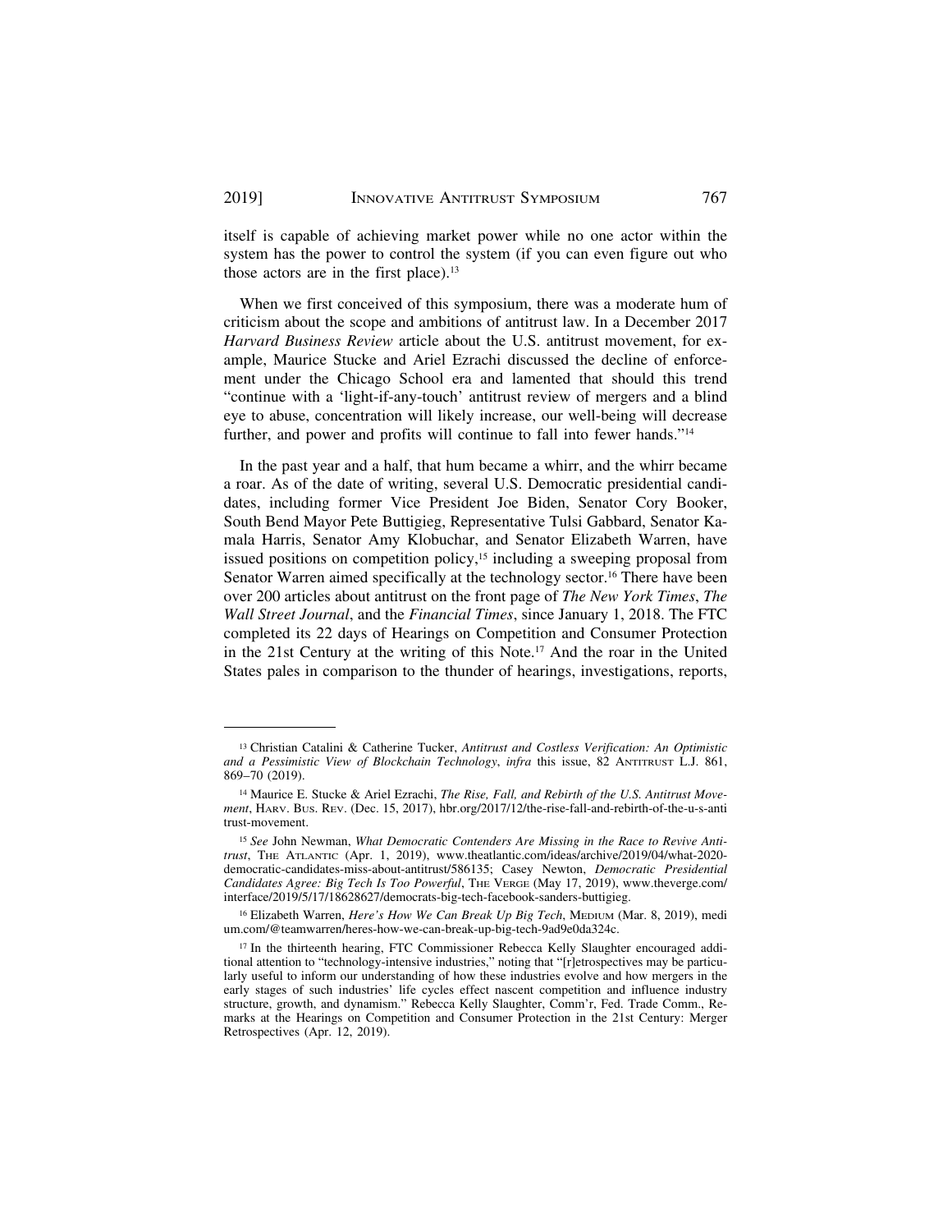itself is capable of achieving market power while no one actor within the system has the power to control the system (if you can even figure out who those actors are in the first place).[13]

When we first conceived of this symposium, there was a moderate hum of criticism about the scope and ambitions of antitrust law. In a December 2017 *Harvard Business Review* article about the U.S. antitrust movement, for example, Maurice Stucke and Ariel Ezrachi discussed the decline of enforcement under the Chicago School era and lamented that should this trend "continue with a 'light-if-any-touch' antitrust review of mergers and a blind eye to abuse, concentration will likely increase, our well-being will decrease further, and power and profits will continue to fall into fewer hands."[14]

In the past year and a half, that hum became a whirr, and the whirr became a roar. As of the date of writing, several U.S. Democratic presidential candidates, including former Vice President Joe Biden, Senator Cory Booker, South Bend Mayor Pete Buttigieg, Representative Tulsi Gabbard, Senator Kamala Harris, Senator Amy Klobuchar, and Senator Elizabeth Warren, have issued positions on competition policy,[15] including a sweeping proposal from Senator Warren aimed specifically at the technology sector.[16] There have been over 200 articles about antitrust on the front page of *The New York Times*, *The Wall Street Journal*, and the *Financial Times*, since January 1, 2018. The FTC completed its 22 days of Hearings on Competition and Consumer Protection in the 21st Century at the writing of this Note.[17] And the roar in the United States pales in comparison to the thunder of hearings, investigations, reports,

---

[13] Christian Catalini & Catherine Tucker, *Antitrust and Costless Verification: An Optimistic and a Pessimistic View of Blockchain Technology*, *infra* this issue, 82 ANTITRUST L.J. 861, 869–70 (2019).

[14] Maurice E. Stucke & Ariel Ezrachi, *The Rise, Fall, and Rebirth of the U.S. Antitrust Movement*, HARV. BUS. REV. (Dec. 15, 2017), hbr.org/2017/12/the-rise-fall-and-rebirth-of-the-u-s-antitrust-movement.

[15] *See* John Newman, *What Democratic Contenders Are Missing in the Race to Revive Antitrust*, THE ATLANTIC (Apr. 1, 2019), www.theatlantic.com/ideas/archive/2019/04/what-2020-democratic-candidates-miss-about-antitrust/586135; Casey Newton, *Democratic Presidential Candidates Agree: Big Tech Is Too Powerful*, THE VERGE (May 17, 2019), www.theverge.com/interface/2019/5/17/18628627/democrats-big-tech-facebook-sanders-buttigieg.

[16] Elizabeth Warren, *Here's How We Can Break Up Big Tech*, MEDIUM (Mar. 8, 2019), medium.com/@teamwarren/heres-how-we-can-break-up-big-tech-9ad9e0da324c.

[17] In the thirteenth hearing, FTC Commissioner Rebecca Kelly Slaughter encouraged additional attention to "technology-intensive industries," noting that "[r]etrospectives may be particularly useful to inform our understanding of how these industries evolve and how mergers in the early stages of such industries' life cycles effect nascent competition and influence industry structure, growth, and dynamism." Rebecca Kelly Slaughter, Comm'r, Fed. Trade Comm., Remarks at the Hearings on Competition and Consumer Protection in the 21st Century: Merger Retrospectives (Apr. 12, 2019).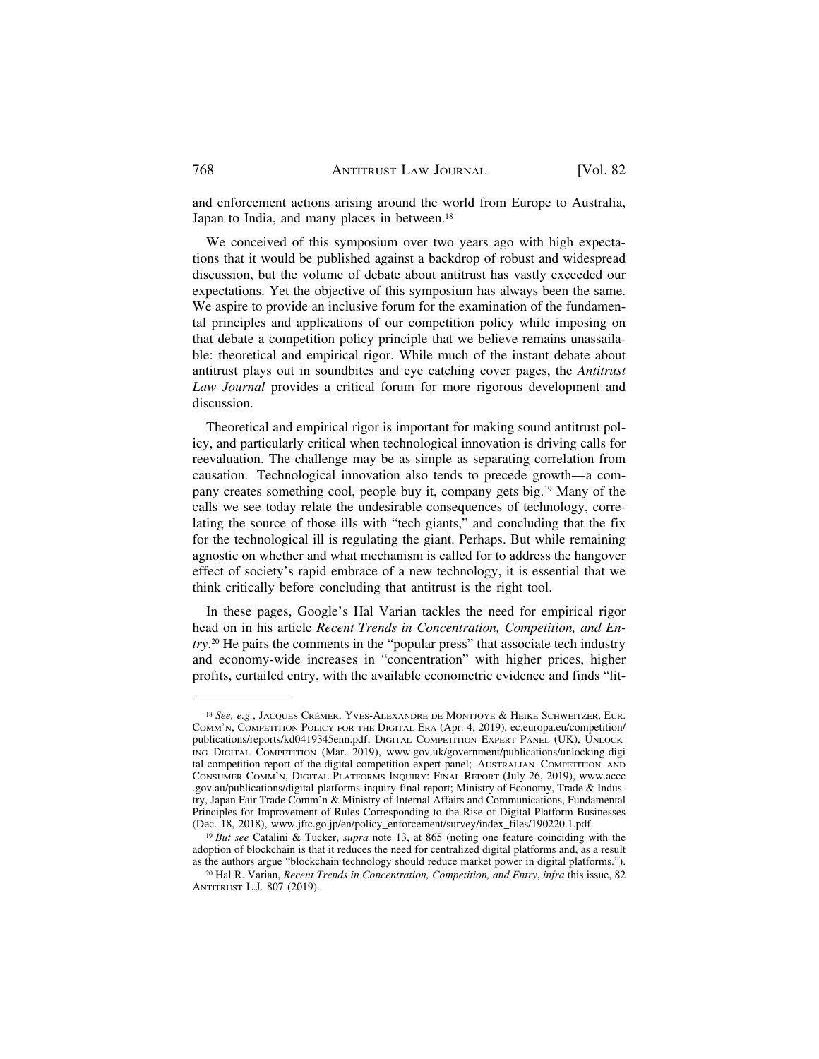and enforcement actions arising around the world from Europe to Australia, Japan to India, and many places in between.[18]

We conceived of this symposium over two years ago with high expectations that it would be published against a backdrop of robust and widespread discussion, but the volume of debate about antitrust has vastly exceeded our expectations. Yet the objective of this symposium has always been the same. We aspire to provide an inclusive forum for the examination of the fundamental principles and applications of our competition policy while imposing on that debate a competition policy principle that we believe remains unassailable: theoretical and empirical rigor. While much of the instant debate about antitrust plays out in soundbites and eye catching cover pages, the *Antitrust Law Journal* provides a critical forum for more rigorous development and discussion.

Theoretical and empirical rigor is important for making sound antitrust policy, and particularly critical when technological innovation is driving calls for reevaluation. The challenge may be as simple as separating correlation from causation. Technological innovation also tends to precede growth—a company creates something cool, people buy it, company gets big.[19] Many of the calls we see today relate the undesirable consequences of technology, correlating the source of those ills with "tech giants," and concluding that the fix for the technological ill is regulating the giant. Perhaps. But while remaining agnostic on whether and what mechanism is called for to address the hangover effect of society's rapid embrace of a new technology, it is essential that we think critically before concluding that antitrust is the right tool.

In these pages, Google's Hal Varian tackles the need for empirical rigor head on in his article *Recent Trends in Concentration, Competition, and Entry*.[20] He pairs the comments in the "popular press" that associate tech industry and economy-wide increases in "concentration" with higher prices, higher profits, curtailed entry, with the available econometric evidence and finds "lit-

---

[18] *See, e.g.*, Jacques Crémer, Yves-Alexandre de Montjoye & Heike Schweitzer, Eur. Comm'n, Competition Policy for the Digital Era (Apr. 4, 2019), ec.europa.eu/competition/publications/reports/kd0419345enn.pdf; Digital Competition Expert Panel (UK), Unlocking Digital Competition (Mar. 2019), www.gov.uk/government/publications/unlocking-digital-competition-report-of-the-digital-competition-expert-panel; Australian Competition and Consumer Comm'n, Digital Platforms Inquiry: Final Report (July 26, 2019), www.accc.gov.au/publications/digital-platforms-inquiry-final-report; Ministry of Economy, Trade & Industry, Japan Fair Trade Comm'n & Ministry of Internal Affairs and Communications, Fundamental Principles for Improvement of Rules Corresponding to the Rise of Digital Platform Businesses (Dec. 18, 2018), www.jftc.go.jp/en/policy_enforcement/survey/index_files/190220.1.pdf.

[19] *But see* Catalini & Tucker, *supra* note 13, at 865 (noting one feature coinciding with the adoption of blockchain is that it reduces the need for centralized digital platforms and, as a result as the authors argue "blockchain technology should reduce market power in digital platforms.").

[20] Hal R. Varian, *Recent Trends in Concentration, Competition, and Entry*, *infra* this issue, 82 Antitrust L.J. 807 (2019).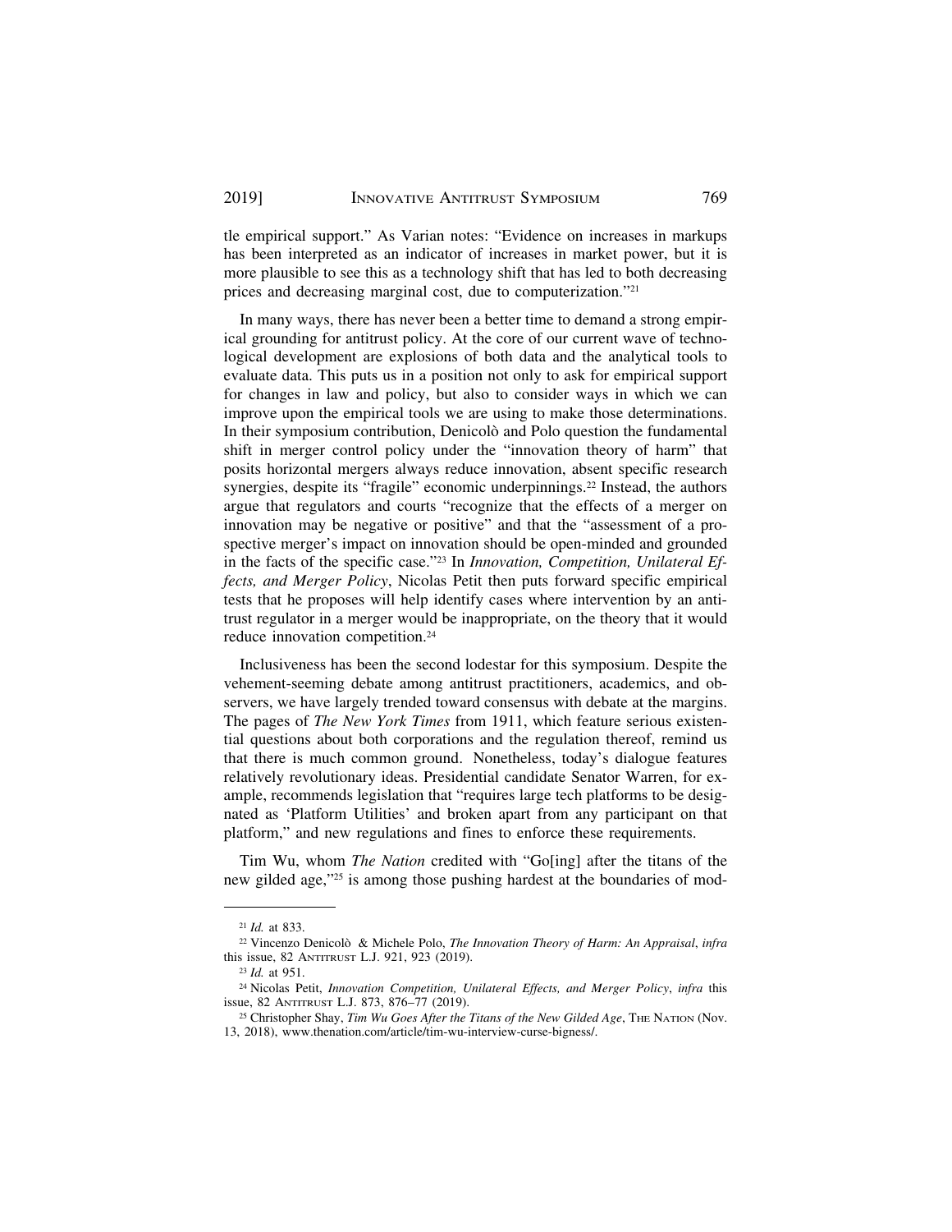tle empirical support." As Varian notes: "Evidence on increases in markups has been interpreted as an indicator of increases in market power, but it is more plausible to see this as a technology shift that has led to both decreasing prices and decreasing marginal cost, due to computerization."[21]

In many ways, there has never been a better time to demand a strong empirical grounding for antitrust policy. At the core of our current wave of technological development are explosions of both data and the analytical tools to evaluate data. This puts us in a position not only to ask for empirical support for changes in law and policy, but also to consider ways in which we can improve upon the empirical tools we are using to make those determinations. In their symposium contribution, Denicolò and Polo question the fundamental shift in merger control policy under the "innovation theory of harm" that posits horizontal mergers always reduce innovation, absent specific research synergies, despite its "fragile" economic underpinnings.[22] Instead, the authors argue that regulators and courts "recognize that the effects of a merger on innovation may be negative or positive" and that the "assessment of a prospective merger's impact on innovation should be open-minded and grounded in the facts of the specific case."[23] In *Innovation, Competition, Unilateral Effects, and Merger Policy*, Nicolas Petit then puts forward specific empirical tests that he proposes will help identify cases where intervention by an antitrust regulator in a merger would be inappropriate, on the theory that it would reduce innovation competition.[24]

Inclusiveness has been the second lodestar for this symposium. Despite the vehement-seeming debate among antitrust practitioners, academics, and observers, we have largely trended toward consensus with debate at the margins. The pages of *The New York Times* from 1911, which feature serious existential questions about both corporations and the regulation thereof, remind us that there is much common ground. Nonetheless, today's dialogue features relatively revolutionary ideas. Presidential candidate Senator Warren, for example, recommends legislation that "requires large tech platforms to be designated as 'Platform Utilities' and broken apart from any participant on that platform," and new regulations and fines to enforce these requirements.

Tim Wu, whom *The Nation* credited with "Go[ing] after the titans of the new gilded age,"[25] is among those pushing hardest at the boundaries of mod-

---

[21] *Id.* at 833.

[22] Vincenzo Denicolò & Michele Polo, *The Innovation Theory of Harm: An Appraisal*, *infra* this issue, 82 Antitrust L.J. 921, 923 (2019).

[23] *Id.* at 951.

[24] Nicolas Petit, *Innovation Competition, Unilateral Effects, and Merger Policy*, *infra* this issue, 82 Antitrust L.J. 873, 876–77 (2019).

[25] Christopher Shay, *Tim Wu Goes After the Titans of the New Gilded Age*, The Nation (Nov. 13, 2018), www.thenation.com/article/tim-wu-interview-curse-bigness/.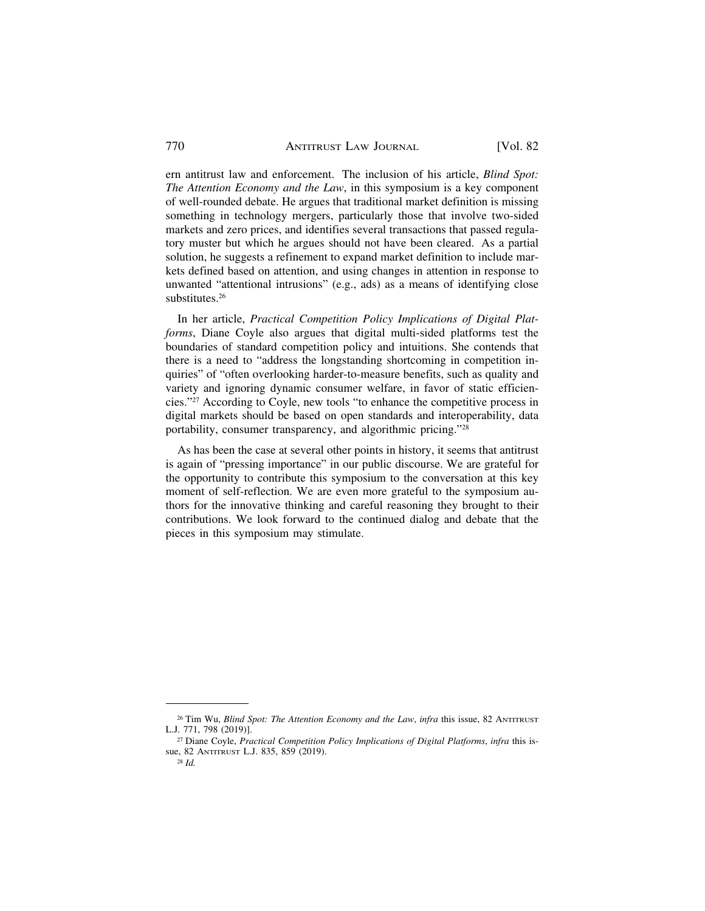ern antitrust law and enforcement. The inclusion of his article, *Blind Spot: The Attention Economy and the Law*, in this symposium is a key component of well-rounded debate. He argues that traditional market definition is missing something in technology mergers, particularly those that involve two-sided markets and zero prices, and identifies several transactions that passed regulatory muster but which he argues should not have been cleared. As a partial solution, he suggests a refinement to expand market definition to include markets defined based on attention, and using changes in attention in response to unwanted "attentional intrusions" (e.g., ads) as a means of identifying close substitutes.[26]

In her article, *Practical Competition Policy Implications of Digital Platforms*, Diane Coyle also argues that digital multi-sided platforms test the boundaries of standard competition policy and intuitions. She contends that there is a need to "address the longstanding shortcoming in competition inquiries" of "often overlooking harder-to-measure benefits, such as quality and variety and ignoring dynamic consumer welfare, in favor of static efficiencies."[27] According to Coyle, new tools "to enhance the competitive process in digital markets should be based on open standards and interoperability, data portability, consumer transparency, and algorithmic pricing."[28]

As has been the case at several other points in history, it seems that antitrust is again of "pressing importance" in our public discourse. We are grateful for the opportunity to contribute this symposium to the conversation at this key moment of self-reflection. We are even more grateful to the symposium authors for the innovative thinking and careful reasoning they brought to their contributions. We look forward to the continued dialog and debate that the pieces in this symposium may stimulate.

---

[26] Tim Wu, *Blind Spot: The Attention Economy and the Law*, *infra* this issue, 82 Antitrust L.J. 771, 798 (2019)].

[27] Diane Coyle, *Practical Competition Policy Implications of Digital Platforms*, *infra* this issue, 82 Antitrust L.J. 835, 859 (2019).

[28] *Id.*